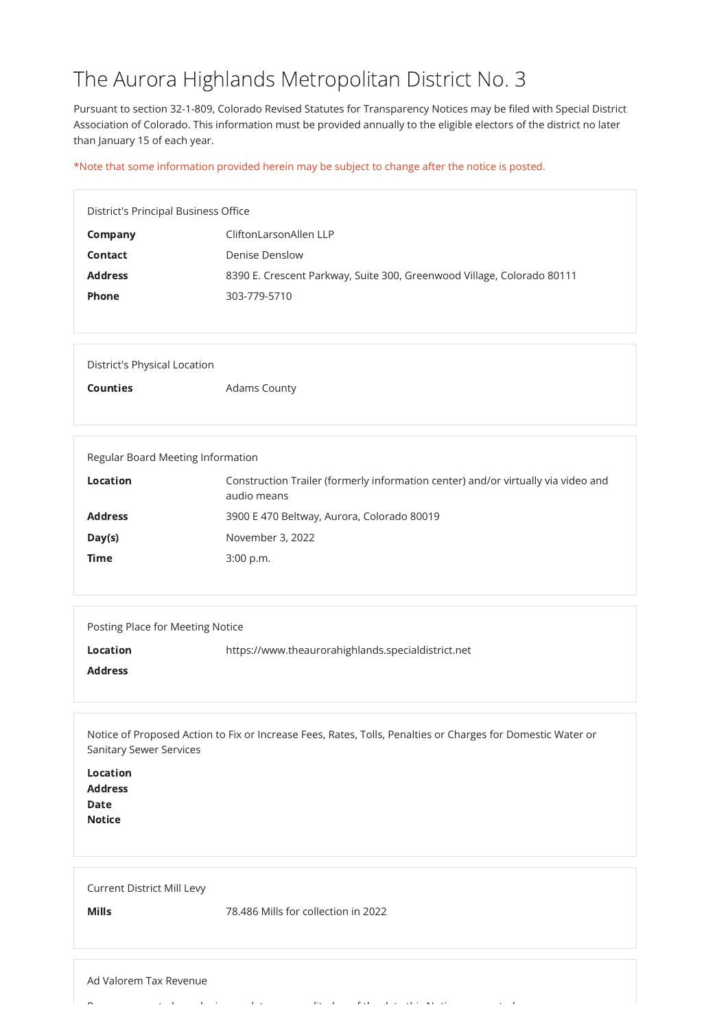# The Aurora Highlands Metropolitan District No. 3

Pursuant to section 32-1-809, Colorado Revised Statutes for Transparency Notices may be filed with Special District Association of Colorado. This information must be provided annually to the eligible electors of the district no later than January 15 of each year.

*Note that some information provided herein may be subject to change after the notice is posted.

## District's Principal Business Office

| | |
|---|---|
| **Company** | CliftonLarsonAllen LLP |
| **Contact** | Denise Denslow |
| **Address** | 8390 E. Crescent Parkway, Suite 300, Greenwood Village, Colorado 80111 |
| **Phone** | 303-779-5710 |

## District's Physical Location

| | |
|---|---|
| **Counties** | Adams County |

## Regular Board Meeting Information

| | |
|---|---|
| **Location** | Construction Trailer (formerly information center) and/or virtually via video and audio means |
| **Address** | 3900 E 470 Beltway, Aurora, Colorado 80019 |
| **Day(s)** | November 3, 2022 |
| **Time** | 3:00 p.m. |

## Posting Place for Meeting Notice

| | |
|---|---|
| **Location** | https://www.theaurorahighlands.specialdistrict.net |
| **Address** | |

## Notice of Proposed Action to Fix or Increase Fees, Rates, Tolls, Penalties or Charges for Domestic Water or Sanitary Sewer Services

**Location**
**Address**
**Date**
**Notice**

## Current District Mill Levy

| | |
|---|---|
| **Mills** | 78.486 Mills for collection in 2022 |

## Ad Valorem Tax Revenue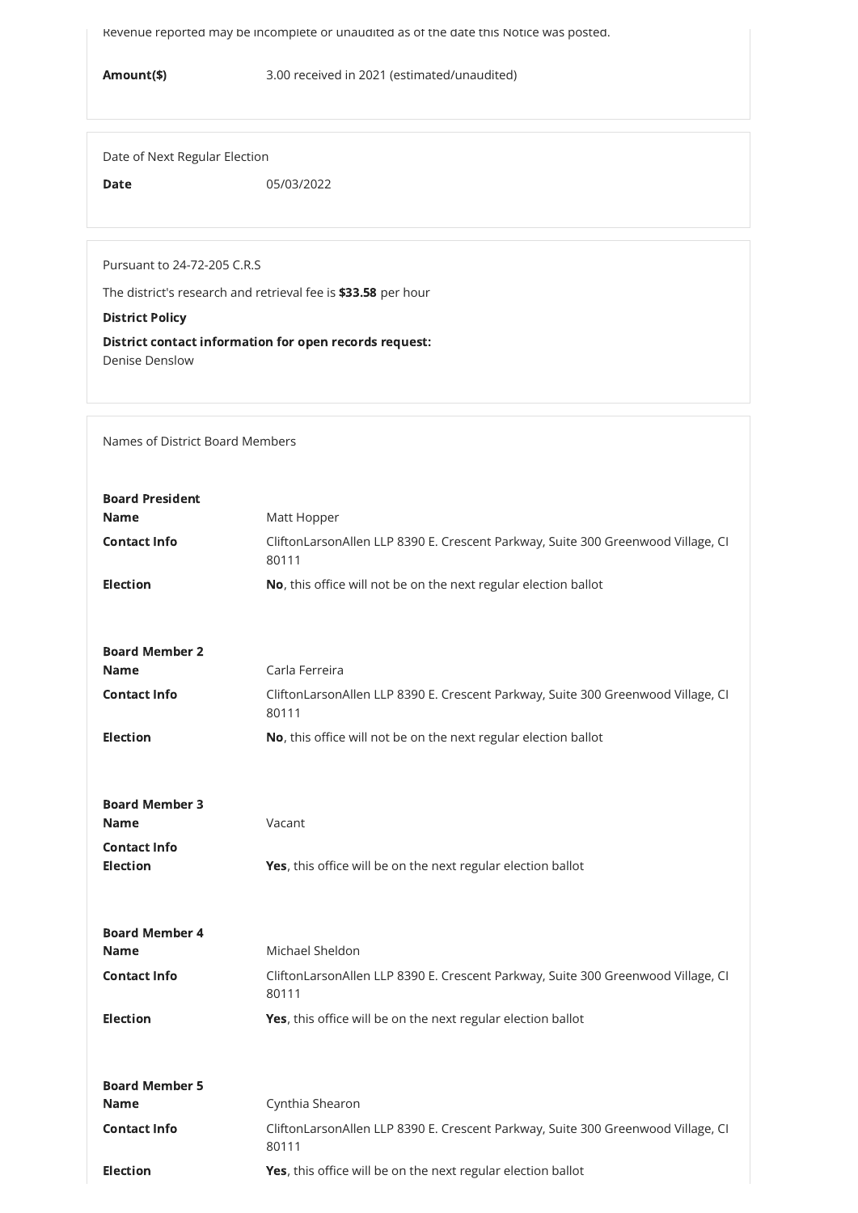Revenue reported may be incomplete or unaudited as of the date this Notice was posted.

**Amount($)** 3.00 received in 2021 (estimated/unaudited)

Date of Next Regular Election

**Date** 05/03/2022

Pursuant to 24-72-205 C.R.S

The district's research and retrieval fee is **$33.58** per hour

**District Policy**

**District contact information for open records request:**
Denise Denslow

Names of District Board Members

**Board President**

**Name** Matt Hopper

**Contact Info** CliftonLarsonAllen LLP 8390 E. Crescent Parkway, Suite 300 Greenwood Village, Cl 80111

**Election** **No**, this office will not be on the next regular election ballot

**Board Member 2**

**Name** Carla Ferreira

**Contact Info** CliftonLarsonAllen LLP 8390 E. Crescent Parkway, Suite 300 Greenwood Village, Cl 80111

**Election** **No**, this office will not be on the next regular election ballot

**Board Member 3**

**Name** Vacant

**Contact Info**

**Election** **Yes**, this office will be on the next regular election ballot

**Board Member 4**

**Name** Michael Sheldon

**Contact Info** CliftonLarsonAllen LLP 8390 E. Crescent Parkway, Suite 300 Greenwood Village, Cl 80111

**Election** **Yes**, this office will be on the next regular election ballot

**Board Member 5**

**Name** Cynthia Shearon

**Contact Info** CliftonLarsonAllen LLP 8390 E. Crescent Parkway, Suite 300 Greenwood Village, Cl 80111

**Election** **Yes**, this office will be on the next regular election ballot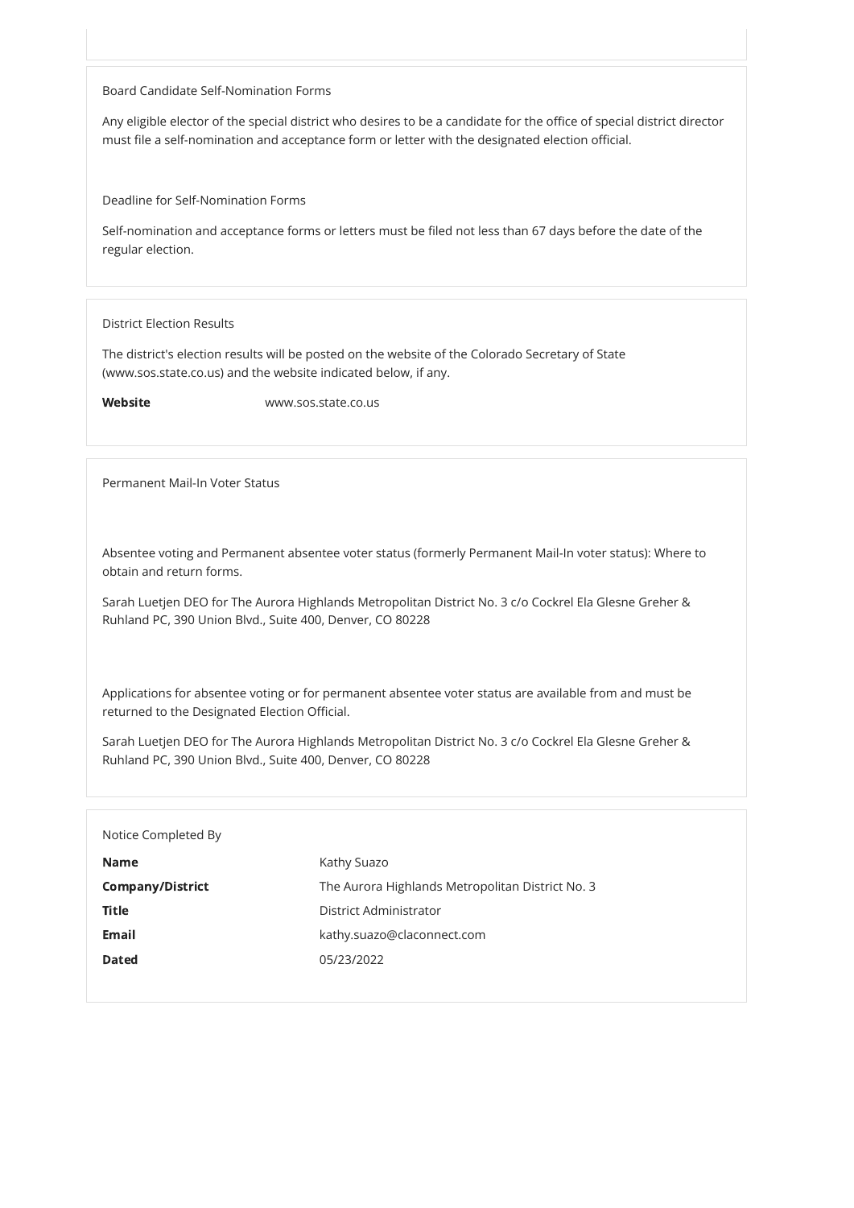Board Candidate Self-Nomination Forms

Any eligible elector of the special district who desires to be a candidate for the office of special district director must file a self-nomination and acceptance form or letter with the designated election official.

Deadline for Self-Nomination Forms

Self-nomination and acceptance forms or letters must be filed not less than 67 days before the date of the regular election.

District Election Results

The district's election results will be posted on the website of the Colorado Secretary of State (www.sos.state.co.us) and the website indicated below, if any.

**Website** www.sos.state.co.us

Permanent Mail-In Voter Status

Absentee voting and Permanent absentee voter status (formerly Permanent Mail-In voter status): Where to obtain and return forms.

Sarah Luetjen DEO for The Aurora Highlands Metropolitan District No. 3 c/o Cockrel Ela Glesne Greher & Ruhland PC, 390 Union Blvd., Suite 400, Denver, CO 80228

Applications for absentee voting or for permanent absentee voter status are available from and must be returned to the Designated Election Official.

Sarah Luetjen DEO for The Aurora Highlands Metropolitan District No. 3 c/o Cockrel Ela Glesne Greher & Ruhland PC, 390 Union Blvd., Suite 400, Denver, CO 80228

Notice Completed By

| | |
|---|---|
| **Name** | Kathy Suazo |
| **Company/District** | The Aurora Highlands Metropolitan District No. 3 |
| **Title** | District Administrator |
| **Email** | kathy.suazo@claconnect.com |
| **Dated** | 05/23/2022 |